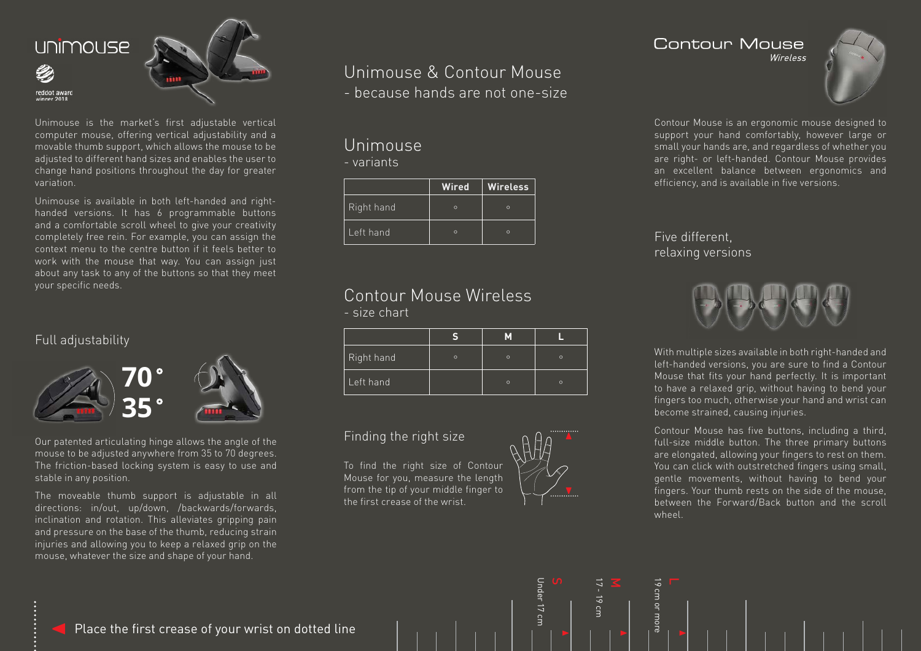# unimouse

reddot award winner 2018

Unimouse is the market's first adjustable vertical computer mouse, offering vertical adjustability and a movable thumb support, which allows the mouse to be adjusted to different hand sizes and enables the user to change hand positions throughout the day for greater variation.

Unimouse is available in both left-handed and right-handed versions. It has 6 programmable buttons and a comfortable scroll wheel to give your creativity completely free rein. For example, you can assign the context menu to the centre button if it feels better to work with the mouse that way. You can assign just about any task to any of the buttons so that they meet your specific needs.

## Full adjustability

70°
35°

Our patented articulating hinge allows the angle of the mouse to be adjusted anywhere from 35 to 70 degrees. The friction-based locking system is easy to use and stable in any position.

The moveable thumb support is adjustable in all directions: in/out, up/down, /backwards/forwards, inclination and rotation. This alleviates gripping pain and pressure on the base of the thumb, reducing strain injuries and allowing you to keep a relaxed grip on the mouse, whatever the size and shape of your hand.

Place the first crease of your wrist on dotted line

# Unimouse & Contour Mouse

- because hands are not one-size

## Unimouse

- variants

| | Wired | Wireless |
|---|---|---|
| Right hand | ◦ | ◦ |
| Left hand | ◦ | ◦ |

## Contour Mouse Wireless

- size chart

| | S | M | L |
|---|---|---|---|
| Right hand | ◦ | ◦ | ◦ |
| Left hand | | ◦ | ◦ |

## Finding the right size

To find the right size of Contour Mouse for you, measure the length from the tip of your middle finger to the first crease of the wrist.

S Under 17 cm

M 17 - 19 cm

L 19 cm or more

# Contour Mouse

*Wireless*

Contour Mouse is an ergonomic mouse designed to support your hand comfortably, however large or small your hands are, and regardless of whether you are right- or left-handed. Contour Mouse provides an excellent balance between ergonomics and efficiency, and is available in five versions.

## Five different, relaxing versions

With multiple sizes available in both right-handed and left-handed versions, you are sure to find a Contour Mouse that fits your hand perfectly. It is important to have a relaxed grip, without having to bend your fingers too much, otherwise your hand and wrist can become strained, causing injuries.

Contour Mouse has five buttons, including a third, full-size middle button. The three primary buttons are elongated, allowing your fingers to rest on them. You can click with outstretched fingers using small, gentle movements, without having to bend your fingers. Your thumb rests on the side of the mouse, between the Forward/Back button and the scroll wheel.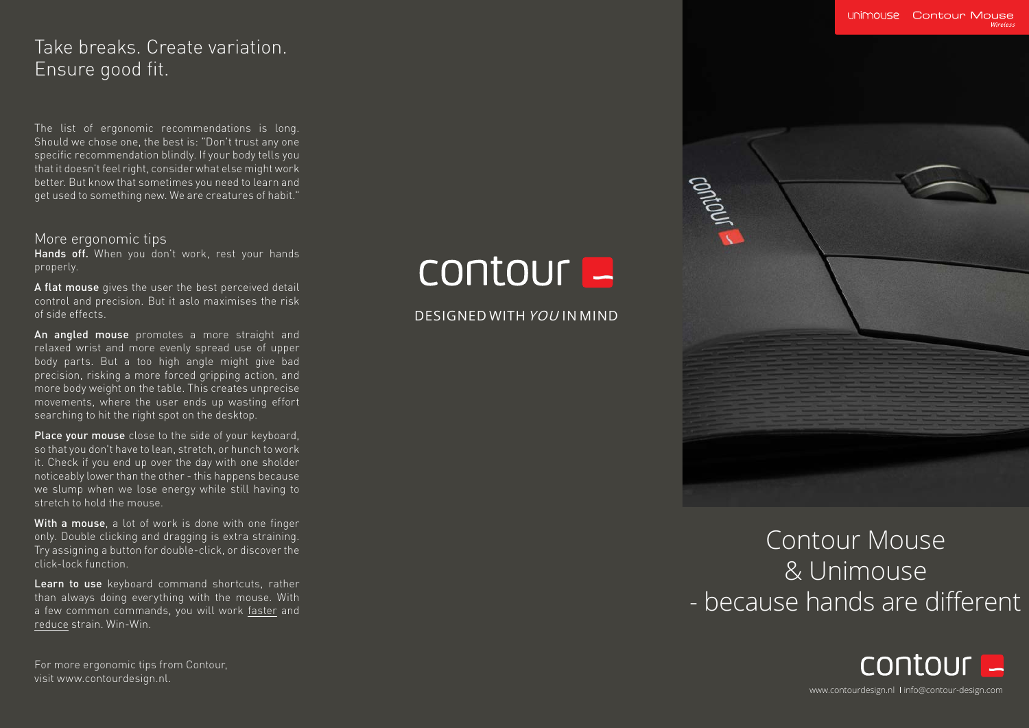# Take breaks. Create variation. Ensure good fit.

The list of ergonomic recommendations is long. Should we chose one, the best is: "Don't trust any one specific recommendation blindly. If your body tells you that it doesn't feel right, consider what else might work better. But know that sometimes you need to learn and get used to something new. We are creatures of habit."

## More ergonomic tips

**Hands off.** When you don't work, rest your hands properly.

**A flat mouse** gives the user the best perceived detail control and precision. But it aslo maximises the risk of side effects.

**An angled mouse** promotes a more straight and relaxed wrist and more evenly spread use of upper body parts. But a too high angle might give bad precision, risking a more forced gripping action, and more body weight on the table. This creates unprecise movements, where the user ends up wasting effort searching to hit the right spot on the desktop.

**Place your mouse** close to the side of your keyboard, so that you don't have to lean, stretch, or hunch to work it. Check if you end up over the day with one sholder noticeably lower than the other - this happens because we slump when we lose energy while still having to stretch to hold the mouse.

**With a mouse**, a lot of work is done with one finger only. Double clicking and dragging is extra straining. Try assigning a button for double-click, or discover the click-lock function.

**Learn to use** keyboard command shortcuts, rather than always doing everything with the mouse. With a few common commands, you will work faster and reduce strain. Win-Win.

For more ergonomic tips from Contour, visit www.contourdesign.nl.

contour

DESIGNED WITH *YOU* IN MIND

unimouse Contour Mouse *Wireless*

# Contour Mouse & Unimouse - because hands are different

contour

www.contourdesign.nl | info@contour-design.com